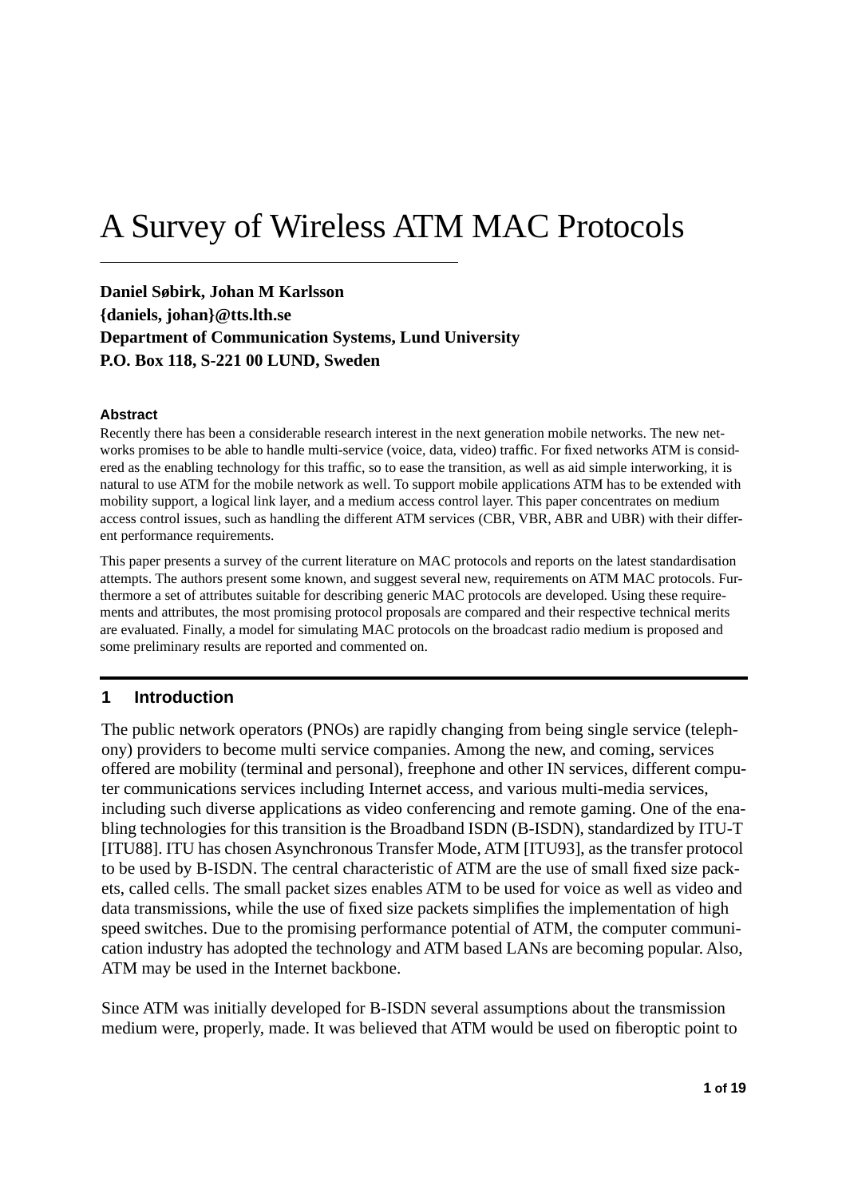# A Survey of Wireless ATM MAC Protocols

**Daniel Søbirk, Johan M Karlsson**
**{daniels, johan}@tts.lth.se**
**Department of Communication Systems, Lund University**
**P.O. Box 118, S-221 00 LUND, Sweden**

#### Abstract

Recently there has been a considerable research interest in the next generation mobile networks. The new networks promises to be able to handle multi-service (voice, data, video) traffic. For fixed networks ATM is considered as the enabling technology for this traffic, so to ease the transition, as well as aid simple interworking, it is natural to use ATM for the mobile network as well. To support mobile applications ATM has to be extended with mobility support, a logical link layer, and a medium access control layer. This paper concentrates on medium access control issues, such as handling the different ATM services (CBR, VBR, ABR and UBR) with their different performance requirements.

This paper presents a survey of the current literature on MAC protocols and reports on the latest standardisation attempts. The authors present some known, and suggest several new, requirements on ATM MAC protocols. Furthermore a set of attributes suitable for describing generic MAC protocols are developed. Using these requirements and attributes, the most promising protocol proposals are compared and their respective technical merits are evaluated. Finally, a model for simulating MAC protocols on the broadcast radio medium is proposed and some preliminary results are reported and commented on.

## 1 Introduction

The public network operators (PNOs) are rapidly changing from being single service (telephony) providers to become multi service companies. Among the new, and coming, services offered are mobility (terminal and personal), freephone and other IN services, different computer communications services including Internet access, and various multi-media services, including such diverse applications as video conferencing and remote gaming. One of the enabling technologies for this transition is the Broadband ISDN (B-ISDN), standardized by ITU-T [ITU88]. ITU has chosen Asynchronous Transfer Mode, ATM [ITU93], as the transfer protocol to be used by B-ISDN. The central characteristic of ATM are the use of small fixed size packets, called cells. The small packet sizes enables ATM to be used for voice as well as video and data transmissions, while the use of fixed size packets simplifies the implementation of high speed switches. Due to the promising performance potential of ATM, the computer communication industry has adopted the technology and ATM based LANs are becoming popular. Also, ATM may be used in the Internet backbone.

Since ATM was initially developed for B-ISDN several assumptions about the transmission medium were, properly, made. It was believed that ATM would be used on fiberoptic point to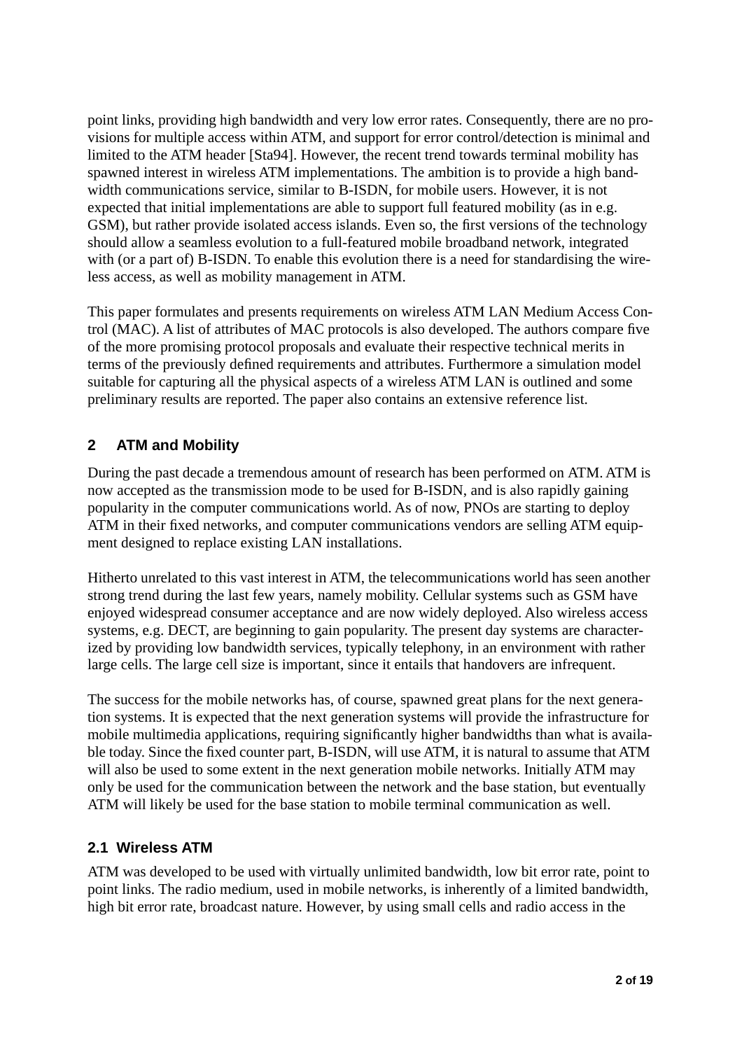point links, providing high bandwidth and very low error rates. Consequently, there are no provisions for multiple access within ATM, and support for error control/detection is minimal and limited to the ATM header [Sta94]. However, the recent trend towards terminal mobility has spawned interest in wireless ATM implementations. The ambition is to provide a high bandwidth communications service, similar to B-ISDN, for mobile users. However, it is not expected that initial implementations are able to support full featured mobility (as in e.g. GSM), but rather provide isolated access islands. Even so, the first versions of the technology should allow a seamless evolution to a full-featured mobile broadband network, integrated with (or a part of) B-ISDN. To enable this evolution there is a need for standardising the wireless access, as well as mobility management in ATM.

This paper formulates and presents requirements on wireless ATM LAN Medium Access Control (MAC). A list of attributes of MAC protocols is also developed. The authors compare five of the more promising protocol proposals and evaluate their respective technical merits in terms of the previously defined requirements and attributes. Furthermore a simulation model suitable for capturing all the physical aspects of a wireless ATM LAN is outlined and some preliminary results are reported. The paper also contains an extensive reference list.

## 2 ATM and Mobility

During the past decade a tremendous amount of research has been performed on ATM. ATM is now accepted as the transmission mode to be used for B-ISDN, and is also rapidly gaining popularity in the computer communications world. As of now, PNOs are starting to deploy ATM in their fixed networks, and computer communications vendors are selling ATM equipment designed to replace existing LAN installations.

Hitherto unrelated to this vast interest in ATM, the telecommunications world has seen another strong trend during the last few years, namely mobility. Cellular systems such as GSM have enjoyed widespread consumer acceptance and are now widely deployed. Also wireless access systems, e.g. DECT, are beginning to gain popularity. The present day systems are characterized by providing low bandwidth services, typically telephony, in an environment with rather large cells. The large cell size is important, since it entails that handovers are infrequent.

The success for the mobile networks has, of course, spawned great plans for the next generation systems. It is expected that the next generation systems will provide the infrastructure for mobile multimedia applications, requiring significantly higher bandwidths than what is available today. Since the fixed counter part, B-ISDN, will use ATM, it is natural to assume that ATM will also be used to some extent in the next generation mobile networks. Initially ATM may only be used for the communication between the network and the base station, but eventually ATM will likely be used for the base station to mobile terminal communication as well.

### 2.1 Wireless ATM

ATM was developed to be used with virtually unlimited bandwidth, low bit error rate, point to point links. The radio medium, used in mobile networks, is inherently of a limited bandwidth, high bit error rate, broadcast nature. However, by using small cells and radio access in the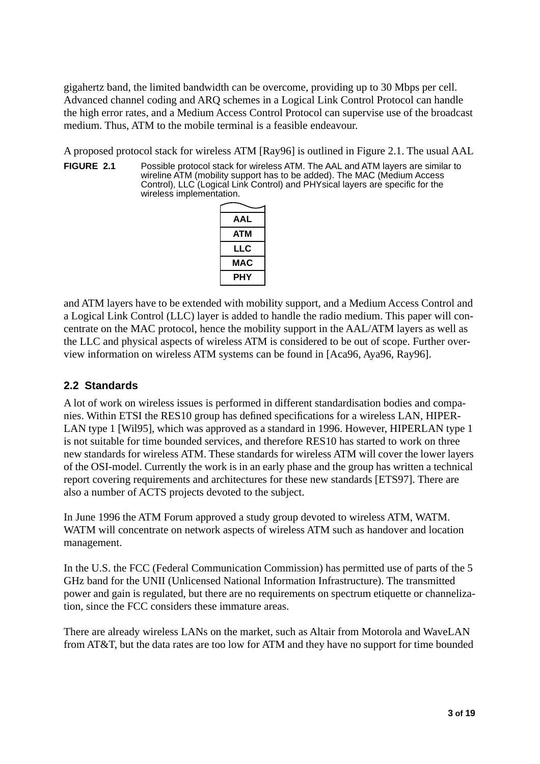gigahertz band, the limited bandwidth can be overcome, providing up to 30 Mbps per cell. Advanced channel coding and ARQ schemes in a Logical Link Control Protocol can handle the high error rates, and a Medium Access Control Protocol can supervise use of the broadcast medium. Thus, ATM to the mobile terminal is a feasible endeavour.

A proposed protocol stack for wireless ATM [Ray96] is outlined in Figure 2.1. The usual AAL

**FIGURE 2.1** Possible protocol stack for wireless ATM. The AAL and ATM layers are similar to wireline ATM (mobility support has to be added). The MAC (Medium Access Control), LLC (Logical Link Control) and PHYsical layers are specific for the wireless implementation.

| |
|---|
| AAL |
| ATM |
| LLC |
| MAC |
| PHY |

and ATM layers have to be extended with mobility support, and a Medium Access Control and a Logical Link Control (LLC) layer is added to handle the radio medium. This paper will concentrate on the MAC protocol, hence the mobility support in the AAL/ATM layers as well as the LLC and physical aspects of wireless ATM is considered to be out of scope. Further overview information on wireless ATM systems can be found in [Aca96, Aya96, Ray96].

### 2.2 Standards

A lot of work on wireless issues is performed in different standardisation bodies and companies. Within ETSI the RES10 group has defined specifications for a wireless LAN, HIPERLAN type 1 [Wil95], which was approved as a standard in 1996. However, HIPERLAN type 1 is not suitable for time bounded services, and therefore RES10 has started to work on three new standards for wireless ATM. These standards for wireless ATM will cover the lower layers of the OSI-model. Currently the work is in an early phase and the group has written a technical report covering requirements and architectures for these new standards [ETS97]. There are also a number of ACTS projects devoted to the subject.

In June 1996 the ATM Forum approved a study group devoted to wireless ATM, WATM. WATM will concentrate on network aspects of wireless ATM such as handover and location management.

In the U.S. the FCC (Federal Communication Commission) has permitted use of parts of the 5 GHz band for the UNII (Unlicensed National Information Infrastructure). The transmitted power and gain is regulated, but there are no requirements on spectrum etiquette or channelization, since the FCC considers these immature areas.

There are already wireless LANs on the market, such as Altair from Motorola and WaveLAN from AT&T, but the data rates are too low for ATM and they have no support for time bounded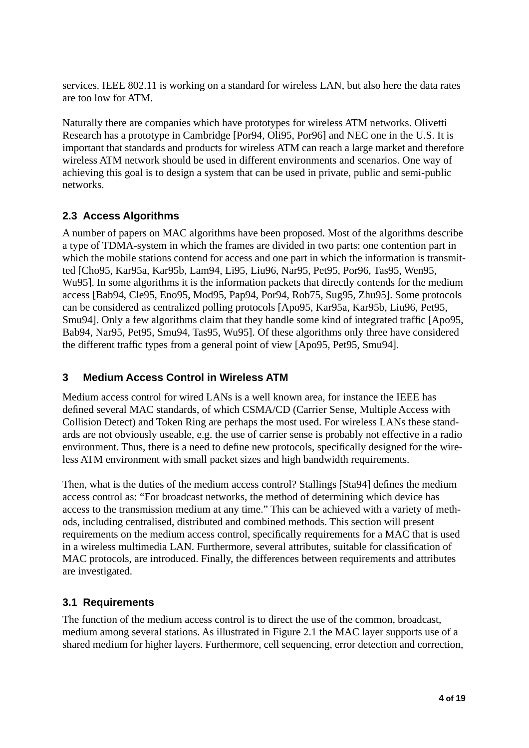services. IEEE 802.11 is working on a standard for wireless LAN, but also here the data rates are too low for ATM.

Naturally there are companies which have prototypes for wireless ATM networks. Olivetti Research has a prototype in Cambridge [Por94, Oli95, Por96] and NEC one in the U.S. It is important that standards and products for wireless ATM can reach a large market and therefore wireless ATM network should be used in different environments and scenarios. One way of achieving this goal is to design a system that can be used in private, public and semi-public networks.

### 2.3 Access Algorithms

A number of papers on MAC algorithms have been proposed. Most of the algorithms describe a type of TDMA-system in which the frames are divided in two parts: one contention part in which the mobile stations contend for access and one part in which the information is transmitted [Cho95, Kar95a, Kar95b, Lam94, Li95, Liu96, Nar95, Pet95, Por96, Tas95, Wen95, Wu95]. In some algorithms it is the information packets that directly contends for the medium access [Bab94, Cle95, Eno95, Mod95, Pap94, Por94, Rob75, Sug95, Zhu95]. Some protocols can be considered as centralized polling protocols [Apo95, Kar95a, Kar95b, Liu96, Pet95, Smu94]. Only a few algorithms claim that they handle some kind of integrated traffic [Apo95, Bab94, Nar95, Pet95, Smu94, Tas95, Wu95]. Of these algorithms only three have considered the different traffic types from a general point of view [Apo95, Pet95, Smu94].

## 3 Medium Access Control in Wireless ATM

Medium access control for wired LANs is a well known area, for instance the IEEE has defined several MAC standards, of which CSMA/CD (Carrier Sense, Multiple Access with Collision Detect) and Token Ring are perhaps the most used. For wireless LANs these standards are not obviously useable, e.g. the use of carrier sense is probably not effective in a radio environment. Thus, there is a need to define new protocols, specifically designed for the wireless ATM environment with small packet sizes and high bandwidth requirements.

Then, what is the duties of the medium access control? Stallings [Sta94] defines the medium access control as: "For broadcast networks, the method of determining which device has access to the transmission medium at any time." This can be achieved with a variety of methods, including centralised, distributed and combined methods. This section will present requirements on the medium access control, specifically requirements for a MAC that is used in a wireless multimedia LAN. Furthermore, several attributes, suitable for classification of MAC protocols, are introduced. Finally, the differences between requirements and attributes are investigated.

### 3.1 Requirements

The function of the medium access control is to direct the use of the common, broadcast, medium among several stations. As illustrated in Figure 2.1 the MAC layer supports use of a shared medium for higher layers. Furthermore, cell sequencing, error detection and correction,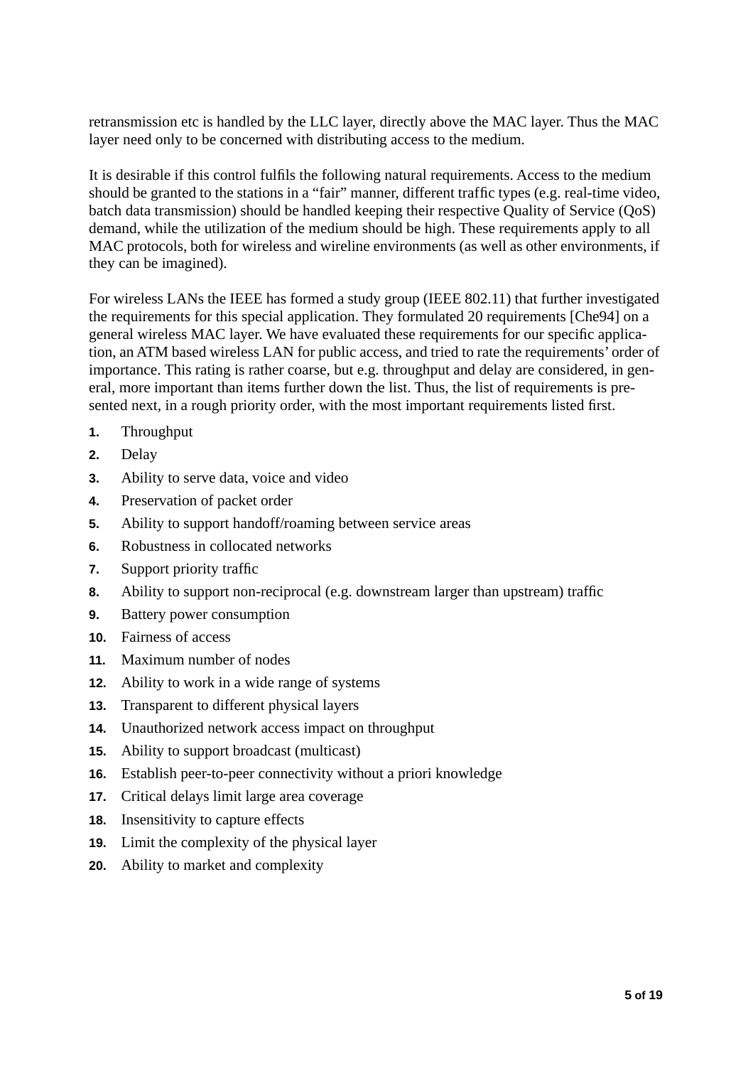retransmission etc is handled by the LLC layer, directly above the MAC layer. Thus the MAC layer need only to be concerned with distributing access to the medium.

It is desirable if this control fulfils the following natural requirements. Access to the medium should be granted to the stations in a “fair” manner, different traffic types (e.g. real-time video, batch data transmission) should be handled keeping their respective Quality of Service (QoS) demand, while the utilization of the medium should be high. These requirements apply to all MAC protocols, both for wireless and wireline environments (as well as other environments, if they can be imagined).

For wireless LANs the IEEE has formed a study group (IEEE 802.11) that further investigated the requirements for this special application. They formulated 20 requirements [Che94] on a general wireless MAC layer. We have evaluated these requirements for our specific application, an ATM based wireless LAN for public access, and tried to rate the requirements’ order of importance. This rating is rather coarse, but e.g. throughput and delay are considered, in general, more important than items further down the list. Thus, the list of requirements is presented next, in a rough priority order, with the most important requirements listed first.

1. Throughput
2. Delay
3. Ability to serve data, voice and video
4. Preservation of packet order
5. Ability to support handoff/roaming between service areas
6. Robustness in collocated networks
7. Support priority traffic
8. Ability to support non-reciprocal (e.g. downstream larger than upstream) traffic
9. Battery power consumption
10. Fairness of access
11. Maximum number of nodes
12. Ability to work in a wide range of systems
13. Transparent to different physical layers
14. Unauthorized network access impact on throughput
15. Ability to support broadcast (multicast)
16. Establish peer-to-peer connectivity without a priori knowledge
17. Critical delays limit large area coverage
18. Insensitivity to capture effects
19. Limit the complexity of the physical layer
20. Ability to market and complexity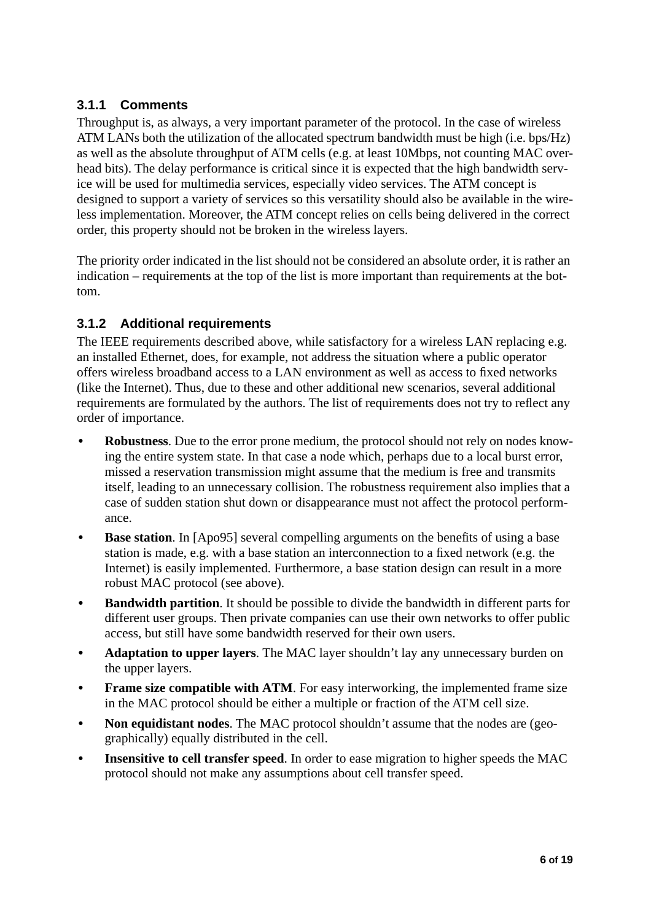### 3.1.1 Comments

Throughput is, as always, a very important parameter of the protocol. In the case of wireless ATM LANs both the utilization of the allocated spectrum bandwidth must be high (i.e. bps/Hz) as well as the absolute throughput of ATM cells (e.g. at least 10Mbps, not counting MAC overhead bits). The delay performance is critical since it is expected that the high bandwidth service will be used for multimedia services, especially video services. The ATM concept is designed to support a variety of services so this versatility should also be available in the wireless implementation. Moreover, the ATM concept relies on cells being delivered in the correct order, this property should not be broken in the wireless layers.

The priority order indicated in the list should not be considered an absolute order, it is rather an indication – requirements at the top of the list is more important than requirements at the bottom.

### 3.1.2 Additional requirements

The IEEE requirements described above, while satisfactory for a wireless LAN replacing e.g. an installed Ethernet, does, for example, not address the situation where a public operator offers wireless broadband access to a LAN environment as well as access to fixed networks (like the Internet). Thus, due to these and other additional new scenarios, several additional requirements are formulated by the authors. The list of requirements does not try to reflect any order of importance.

- **Robustness**. Due to the error prone medium, the protocol should not rely on nodes knowing the entire system state. In that case a node which, perhaps due to a local burst error, missed a reservation transmission might assume that the medium is free and transmits itself, leading to an unnecessary collision. The robustness requirement also implies that a case of sudden station shut down or disappearance must not affect the protocol performance.
- **Base station**. In [Apo95] several compelling arguments on the benefits of using a base station is made, e.g. with a base station an interconnection to a fixed network (e.g. the Internet) is easily implemented. Furthermore, a base station design can result in a more robust MAC protocol (see above).
- **Bandwidth partition**. It should be possible to divide the bandwidth in different parts for different user groups. Then private companies can use their own networks to offer public access, but still have some bandwidth reserved for their own users.
- **Adaptation to upper layers**. The MAC layer shouldn't lay any unnecessary burden on the upper layers.
- **Frame size compatible with ATM**. For easy interworking, the implemented frame size in the MAC protocol should be either a multiple or fraction of the ATM cell size.
- **Non equidistant nodes**. The MAC protocol shouldn't assume that the nodes are (geographically) equally distributed in the cell.
- **Insensitive to cell transfer speed**. In order to ease migration to higher speeds the MAC protocol should not make any assumptions about cell transfer speed.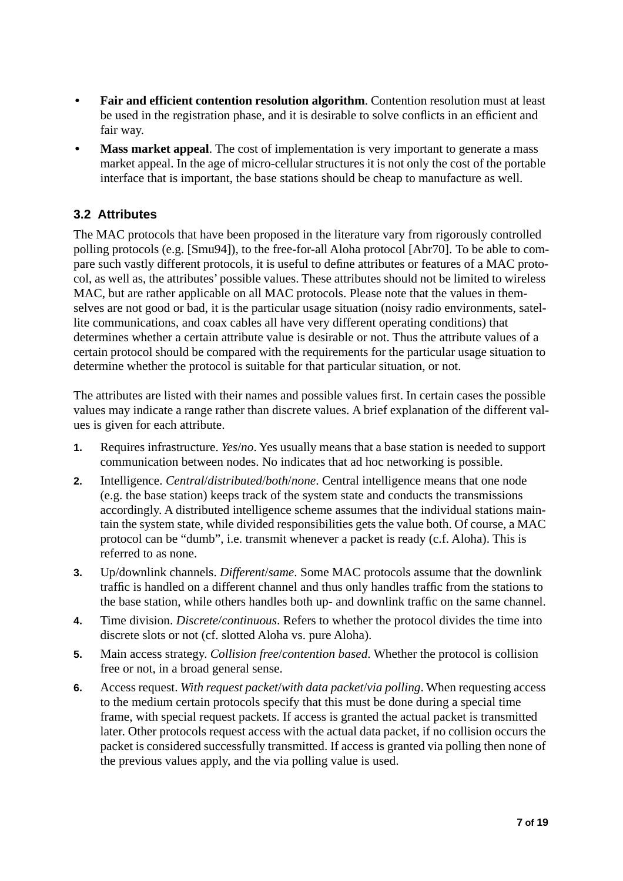- **Fair and efficient contention resolution algorithm**. Contention resolution must at least be used in the registration phase, and it is desirable to solve conflicts in an efficient and fair way.
- **Mass market appeal**. The cost of implementation is very important to generate a mass market appeal. In the age of micro-cellular structures it is not only the cost of the portable interface that is important, the base stations should be cheap to manufacture as well.

## 3.2 Attributes

The MAC protocols that have been proposed in the literature vary from rigorously controlled polling protocols (e.g. [Smu94]), to the free-for-all Aloha protocol [Abr70]. To be able to compare such vastly different protocols, it is useful to define attributes or features of a MAC protocol, as well as, the attributes' possible values. These attributes should not be limited to wireless MAC, but are rather applicable on all MAC protocols. Please note that the values in themselves are not good or bad, it is the particular usage situation (noisy radio environments, satellite communications, and coax cables all have very different operating conditions) that determines whether a certain attribute value is desirable or not. Thus the attribute values of a certain protocol should be compared with the requirements for the particular usage situation to determine whether the protocol is suitable for that particular situation, or not.

The attributes are listed with their names and possible values first. In certain cases the possible values may indicate a range rather than discrete values. A brief explanation of the different values is given for each attribute.

1. Requires infrastructure. *Yes*/*no*. Yes usually means that a base station is needed to support communication between nodes. No indicates that ad hoc networking is possible.
2. Intelligence. *Central*/*distributed*/*both*/*none*. Central intelligence means that one node (e.g. the base station) keeps track of the system state and conducts the transmissions accordingly. A distributed intelligence scheme assumes that the individual stations maintain the system state, while divided responsibilities gets the value both. Of course, a MAC protocol can be "dumb", i.e. transmit whenever a packet is ready (c.f. Aloha). This is referred to as none.
3. Up/downlink channels. *Different*/*same*. Some MAC protocols assume that the downlink traffic is handled on a different channel and thus only handles traffic from the stations to the base station, while others handles both up- and downlink traffic on the same channel.
4. Time division. *Discrete*/*continuous*. Refers to whether the protocol divides the time into discrete slots or not (cf. slotted Aloha vs. pure Aloha).
5. Main access strategy. *Collision free*/*contention based*. Whether the protocol is collision free or not, in a broad general sense.
6. Access request. *With request packet*/*with data packet*/*via polling*. When requesting access to the medium certain protocols specify that this must be done during a special time frame, with special request packets. If access is granted the actual packet is transmitted later. Other protocols request access with the actual data packet, if no collision occurs the packet is considered successfully transmitted. If access is granted via polling then none of the previous values apply, and the via polling value is used.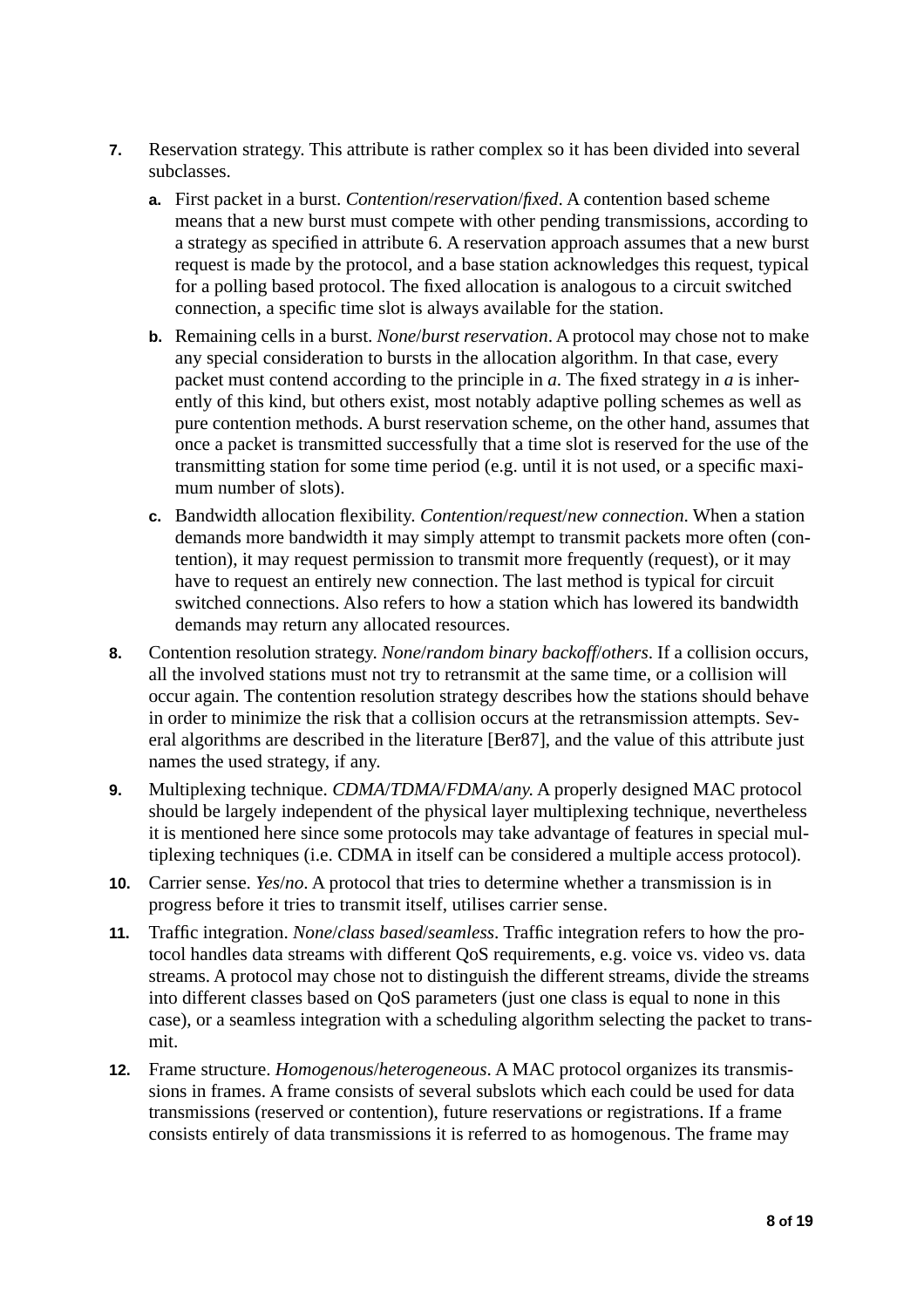7. Reservation strategy. This attribute is rather complex so it has been divided into several subclasses.

   a. First packet in a burst. *Contention*/*reservation*/*fixed*. A contention based scheme means that a new burst must compete with other pending transmissions, according to a strategy as specified in attribute 6. A reservation approach assumes that a new burst request is made by the protocol, and a base station acknowledges this request, typical for a polling based protocol. The fixed allocation is analogous to a circuit switched connection, a specific time slot is always available for the station.

   b. Remaining cells in a burst. *None*/*burst reservation*. A protocol may chose not to make any special consideration to bursts in the allocation algorithm. In that case, every packet must contend according to the principle in *a*. The fixed strategy in *a* is inherently of this kind, but others exist, most notably adaptive polling schemes as well as pure contention methods. A burst reservation scheme, on the other hand, assumes that once a packet is transmitted successfully that a time slot is reserved for the use of the transmitting station for some time period (e.g. until it is not used, or a specific maximum number of slots).

   c. Bandwidth allocation flexibility. *Contention*/*request*/*new connection*. When a station demands more bandwidth it may simply attempt to transmit packets more often (contention), it may request permission to transmit more frequently (request), or it may have to request an entirely new connection. The last method is typical for circuit switched connections. Also refers to how a station which has lowered its bandwidth demands may return any allocated resources.

8. Contention resolution strategy. *None*/*random binary backoff*/*others*. If a collision occurs, all the involved stations must not try to retransmit at the same time, or a collision will occur again. The contention resolution strategy describes how the stations should behave in order to minimize the risk that a collision occurs at the retransmission attempts. Several algorithms are described in the literature [Ber87], and the value of this attribute just names the used strategy, if any.

9. Multiplexing technique. *CDMA*/*TDMA*/*FDMA*/*any.* A properly designed MAC protocol should be largely independent of the physical layer multiplexing technique, nevertheless it is mentioned here since some protocols may take advantage of features in special multiplexing techniques (i.e. CDMA in itself can be considered a multiple access protocol).

10. Carrier sense. *Yes*/*no*. A protocol that tries to determine whether a transmission is in progress before it tries to transmit itself, utilises carrier sense.

11. Traffic integration. *None*/*class based*/*seamless*. Traffic integration refers to how the protocol handles data streams with different QoS requirements, e.g. voice vs. video vs. data streams. A protocol may chose not to distinguish the different streams, divide the streams into different classes based on QoS parameters (just one class is equal to none in this case), or a seamless integration with a scheduling algorithm selecting the packet to transmit.

12. Frame structure. *Homogenous*/*heterogeneous*. A MAC protocol organizes its transmissions in frames. A frame consists of several subslots which each could be used for data transmissions (reserved or contention), future reservations or registrations. If a frame consists entirely of data transmissions it is referred to as homogenous. The frame may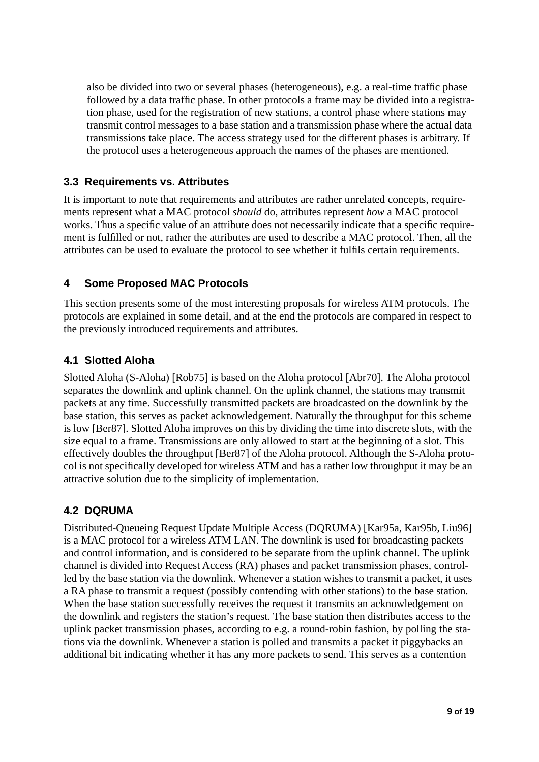also be divided into two or several phases (heterogeneous), e.g. a real-time traffic phase followed by a data traffic phase. In other protocols a frame may be divided into a registration phase, used for the registration of new stations, a control phase where stations may transmit control messages to a base station and a transmission phase where the actual data transmissions take place. The access strategy used for the different phases is arbitrary. If the protocol uses a heterogeneous approach the names of the phases are mentioned.

### 3.3 Requirements vs. Attributes

It is important to note that requirements and attributes are rather unrelated concepts, requirements represent what a MAC protocol *should* do, attributes represent *how* a MAC protocol works. Thus a specific value of an attribute does not necessarily indicate that a specific requirement is fulfilled or not, rather the attributes are used to describe a MAC protocol. Then, all the attributes can be used to evaluate the protocol to see whether it fulfils certain requirements.

## 4 Some Proposed MAC Protocols

This section presents some of the most interesting proposals for wireless ATM protocols. The protocols are explained in some detail, and at the end the protocols are compared in respect to the previously introduced requirements and attributes.

### 4.1 Slotted Aloha

Slotted Aloha (S-Aloha) [Rob75] is based on the Aloha protocol [Abr70]. The Aloha protocol separates the downlink and uplink channel. On the uplink channel, the stations may transmit packets at any time. Successfully transmitted packets are broadcasted on the downlink by the base station, this serves as packet acknowledgement. Naturally the throughput for this scheme is low [Ber87]. Slotted Aloha improves on this by dividing the time into discrete slots, with the size equal to a frame. Transmissions are only allowed to start at the beginning of a slot. This effectively doubles the throughput [Ber87] of the Aloha protocol. Although the S-Aloha protocol is not specifically developed for wireless ATM and has a rather low throughput it may be an attractive solution due to the simplicity of implementation.

### 4.2 DQRUMA

Distributed-Queueing Request Update Multiple Access (DQRUMA) [Kar95a, Kar95b, Liu96] is a MAC protocol for a wireless ATM LAN. The downlink is used for broadcasting packets and control information, and is considered to be separate from the uplink channel. The uplink channel is divided into Request Access (RA) phases and packet transmission phases, controlled by the base station via the downlink. Whenever a station wishes to transmit a packet, it uses a RA phase to transmit a request (possibly contending with other stations) to the base station. When the base station successfully receives the request it transmits an acknowledgement on the downlink and registers the station's request. The base station then distributes access to the uplink packet transmission phases, according to e.g. a round-robin fashion, by polling the stations via the downlink. Whenever a station is polled and transmits a packet it piggybacks an additional bit indicating whether it has any more packets to send. This serves as a contention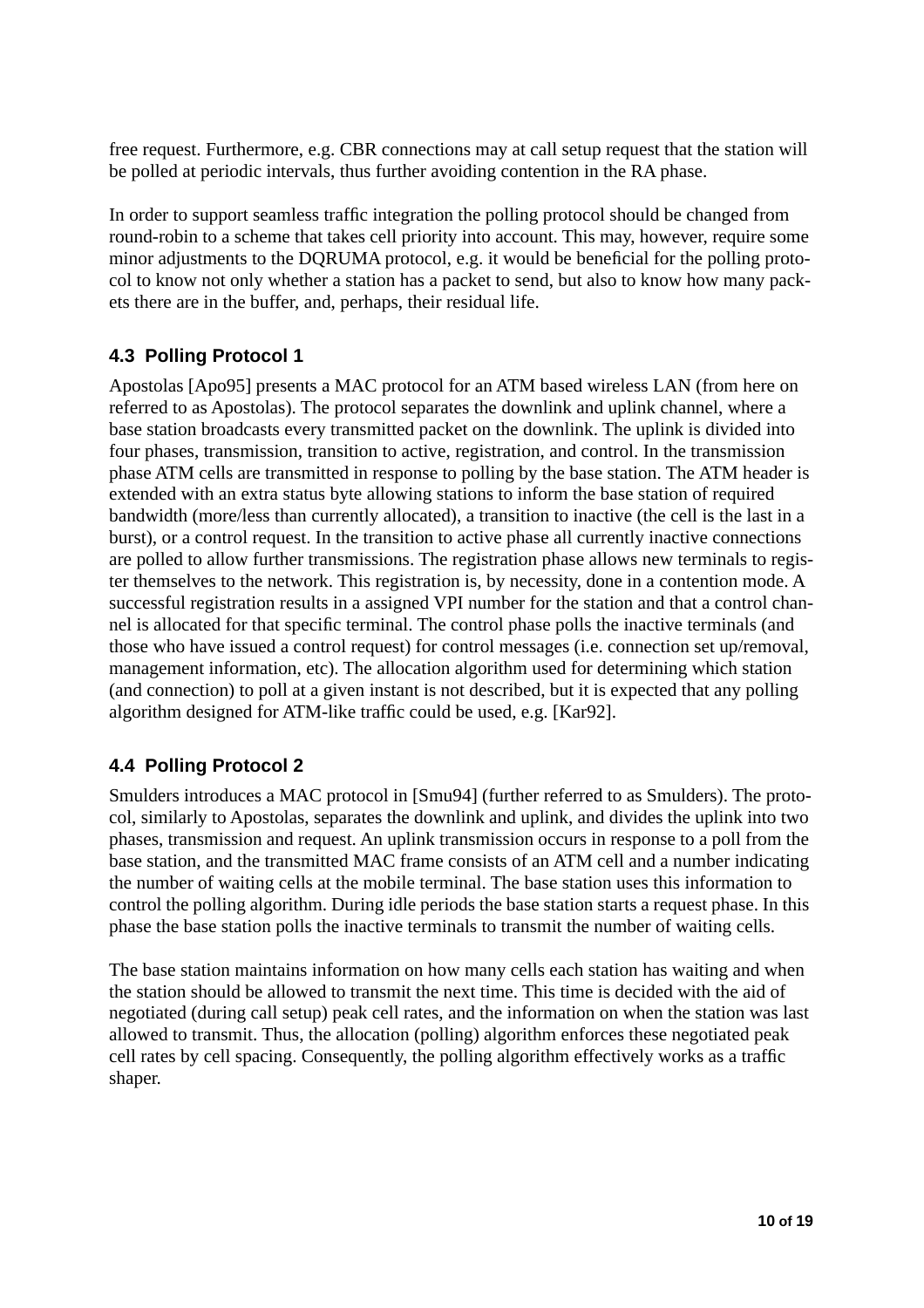free request. Furthermore, e.g. CBR connections may at call setup request that the station will be polled at periodic intervals, thus further avoiding contention in the RA phase.

In order to support seamless traffic integration the polling protocol should be changed from round-robin to a scheme that takes cell priority into account. This may, however, require some minor adjustments to the DQRUMA protocol, e.g. it would be beneficial for the polling protocol to know not only whether a station has a packet to send, but also to know how many packets there are in the buffer, and, perhaps, their residual life.

### 4.3 Polling Protocol 1

Apostolas [Apo95] presents a MAC protocol for an ATM based wireless LAN (from here on referred to as Apostolas). The protocol separates the downlink and uplink channel, where a base station broadcasts every transmitted packet on the downlink. The uplink is divided into four phases, transmission, transition to active, registration, and control. In the transmission phase ATM cells are transmitted in response to polling by the base station. The ATM header is extended with an extra status byte allowing stations to inform the base station of required bandwidth (more/less than currently allocated), a transition to inactive (the cell is the last in a burst), or a control request. In the transition to active phase all currently inactive connections are polled to allow further transmissions. The registration phase allows new terminals to register themselves to the network. This registration is, by necessity, done in a contention mode. A successful registration results in a assigned VPI number for the station and that a control channel is allocated for that specific terminal. The control phase polls the inactive terminals (and those who have issued a control request) for control messages (i.e. connection set up/removal, management information, etc). The allocation algorithm used for determining which station (and connection) to poll at a given instant is not described, but it is expected that any polling algorithm designed for ATM-like traffic could be used, e.g. [Kar92].

### 4.4 Polling Protocol 2

Smulders introduces a MAC protocol in [Smu94] (further referred to as Smulders). The protocol, similarly to Apostolas, separates the downlink and uplink, and divides the uplink into two phases, transmission and request. An uplink transmission occurs in response to a poll from the base station, and the transmitted MAC frame consists of an ATM cell and a number indicating the number of waiting cells at the mobile terminal. The base station uses this information to control the polling algorithm. During idle periods the base station starts a request phase. In this phase the base station polls the inactive terminals to transmit the number of waiting cells.

The base station maintains information on how many cells each station has waiting and when the station should be allowed to transmit the next time. This time is decided with the aid of negotiated (during call setup) peak cell rates, and the information on when the station was last allowed to transmit. Thus, the allocation (polling) algorithm enforces these negotiated peak cell rates by cell spacing. Consequently, the polling algorithm effectively works as a traffic shaper.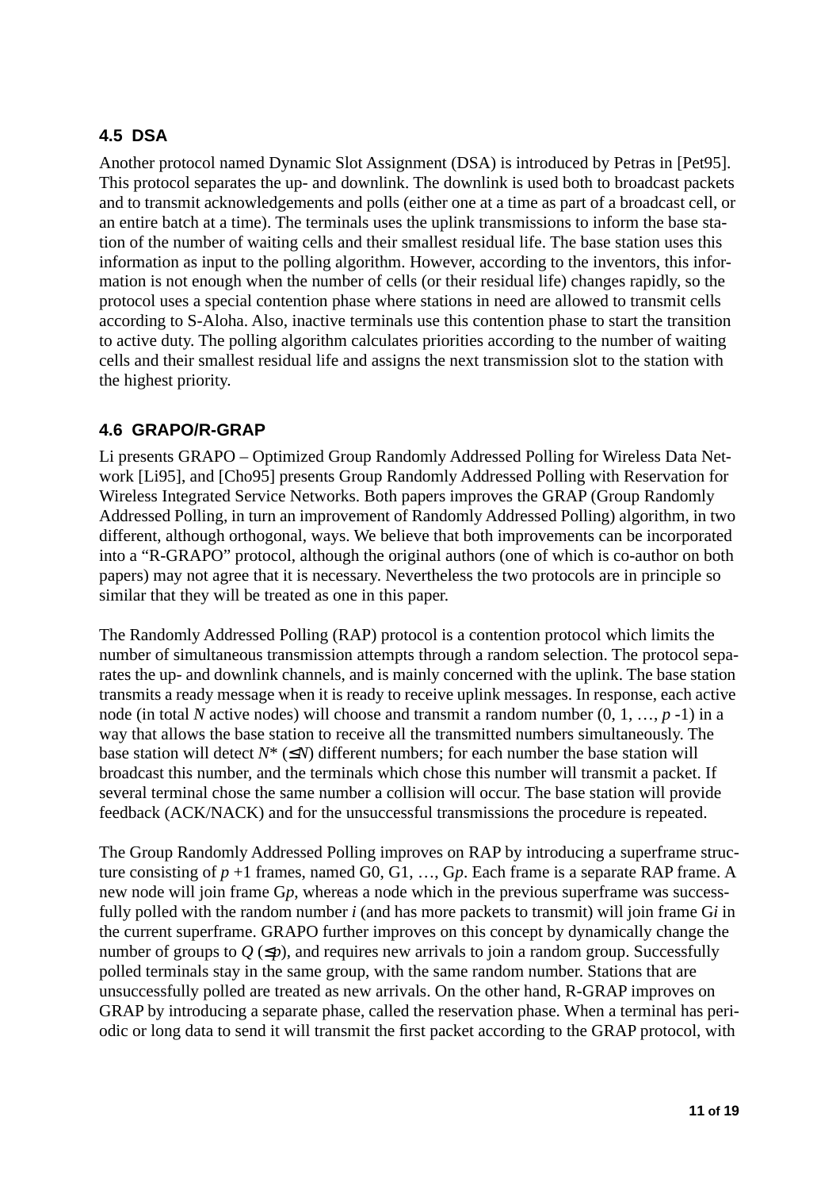### 4.5 DSA

Another protocol named Dynamic Slot Assignment (DSA) is introduced by Petras in [Pet95]. This protocol separates the up- and downlink. The downlink is used both to broadcast packets and to transmit acknowledgements and polls (either one at a time as part of a broadcast cell, or an entire batch at a time). The terminals uses the uplink transmissions to inform the base station of the number of waiting cells and their smallest residual life. The base station uses this information as input to the polling algorithm. However, according to the inventors, this information is not enough when the number of cells (or their residual life) changes rapidly, so the protocol uses a special contention phase where stations in need are allowed to transmit cells according to S-Aloha. Also, inactive terminals use this contention phase to start the transition to active duty. The polling algorithm calculates priorities according to the number of waiting cells and their smallest residual life and assigns the next transmission slot to the station with the highest priority.

### 4.6 GRAPO/R-GRAP

Li presents GRAPO – Optimized Group Randomly Addressed Polling for Wireless Data Network [Li95], and [Cho95] presents Group Randomly Addressed Polling with Reservation for Wireless Integrated Service Networks. Both papers improves the GRAP (Group Randomly Addressed Polling, in turn an improvement of Randomly Addressed Polling) algorithm, in two different, although orthogonal, ways. We believe that both improvements can be incorporated into a "R-GRAPO" protocol, although the original authors (one of which is co-author on both papers) may not agree that it is necessary. Nevertheless the two protocols are in principle so similar that they will be treated as one in this paper.

The Randomly Addressed Polling (RAP) protocol is a contention protocol which limits the number of simultaneous transmission attempts through a random selection. The protocol separates the up- and downlink channels, and is mainly concerned with the uplink. The base station transmits a ready message when it is ready to receive uplink messages. In response, each active node (in total $N$ active nodes) will choose and transmit a random number (0, 1, …, $p$ -1) in a way that allows the base station to receive all the transmitted numbers simultaneously. The base station will detect $N^*$ ($\leq N$) different numbers; for each number the base station will broadcast this number, and the terminals which chose this number will transmit a packet. If several terminal chose the same number a collision will occur. The base station will provide feedback (ACK/NACK) and for the unsuccessful transmissions the procedure is repeated.

The Group Randomly Addressed Polling improves on RAP by introducing a superframe structure consisting of $p$ +1 frames, named G0, G1, …, G$p$. Each frame is a separate RAP frame. A new node will join frame G$p$, whereas a node which in the previous superframe was successfully polled with the random number $i$ (and has more packets to transmit) will join frame G$i$ in the current superframe. GRAPO further improves on this concept by dynamically change the number of groups to $Q$ ($\leq p$), and requires new arrivals to join a random group. Successfully polled terminals stay in the same group, with the same random number. Stations that are unsuccessfully polled are treated as new arrivals. On the other hand, R-GRAP improves on GRAP by introducing a separate phase, called the reservation phase. When a terminal has periodic or long data to send it will transmit the first packet according to the GRAP protocol, with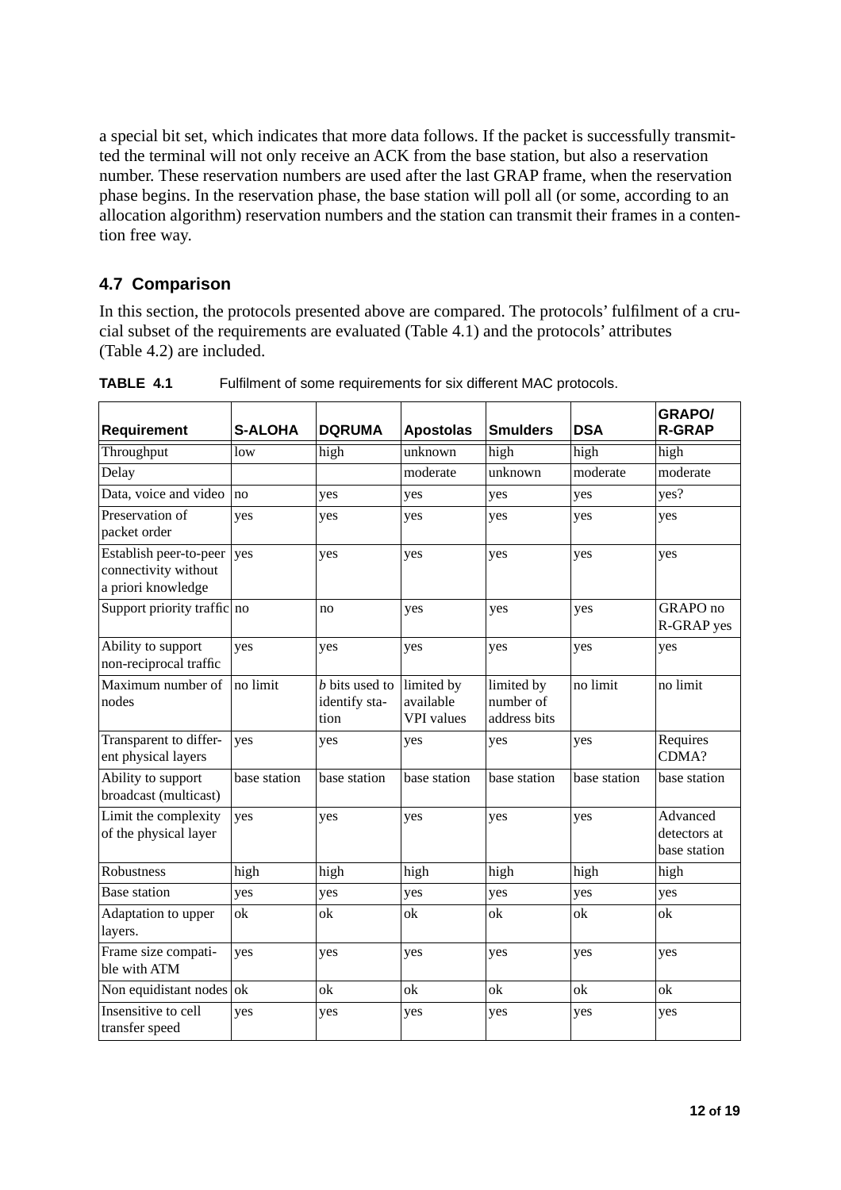a special bit set, which indicates that more data follows. If the packet is successfully transmitted the terminal will not only receive an ACK from the base station, but also a reservation number. These reservation numbers are used after the last GRAP frame, when the reservation phase begins. In the reservation phase, the base station will poll all (or some, according to an allocation algorithm) reservation numbers and the station can transmit their frames in a contention free way.

### 4.7 Comparison

In this section, the protocols presented above are compared. The protocols' fulfilment of a crucial subset of the requirements are evaluated (Table 4.1) and the protocols' attributes (Table 4.2) are included.

**TABLE 4.1** Fulfilment of some requirements for six different MAC protocols.

| Requirement | S-ALOHA | DQRUMA | Apostolas | Smulders | DSA | GRAPO/ R-GRAP |
|---|---|---|---|---|---|---|
| Throughput | low | high | unknown | high | high | high |
| Delay | | | moderate | unknown | moderate | moderate |
| Data, voice and video | no | yes | yes | yes | yes | yes? |
| Preservation of packet order | yes | yes | yes | yes | yes | yes |
| Establish peer-to-peer connectivity without a priori knowledge | yes | yes | yes | yes | yes | yes |
| Support priority traffic | no | no | yes | yes | yes | GRAPO no R-GRAP yes |
| Ability to support non-reciprocal traffic | yes | yes | yes | yes | yes | yes |
| Maximum number of nodes | no limit | *b* bits used to identify station | limited by available VPI values | limited by number of address bits | no limit | no limit |
| Transparent to different physical layers | yes | yes | yes | yes | yes | Requires CDMA? |
| Ability to support broadcast (multicast) | base station | base station | base station | base station | base station | base station |
| Limit the complexity of the physical layer | yes | yes | yes | yes | yes | Advanced detectors at base station |
| Robustness | high | high | high | high | high | high |
| Base station | yes | yes | yes | yes | yes | yes |
| Adaptation to upper layers. | ok | ok | ok | ok | ok | ok |
| Frame size compatible with ATM | yes | yes | yes | yes | yes | yes |
| Non equidistant nodes | ok | ok | ok | ok | ok | ok |
| Insensitive to cell transfer speed | yes | yes | yes | yes | yes | yes |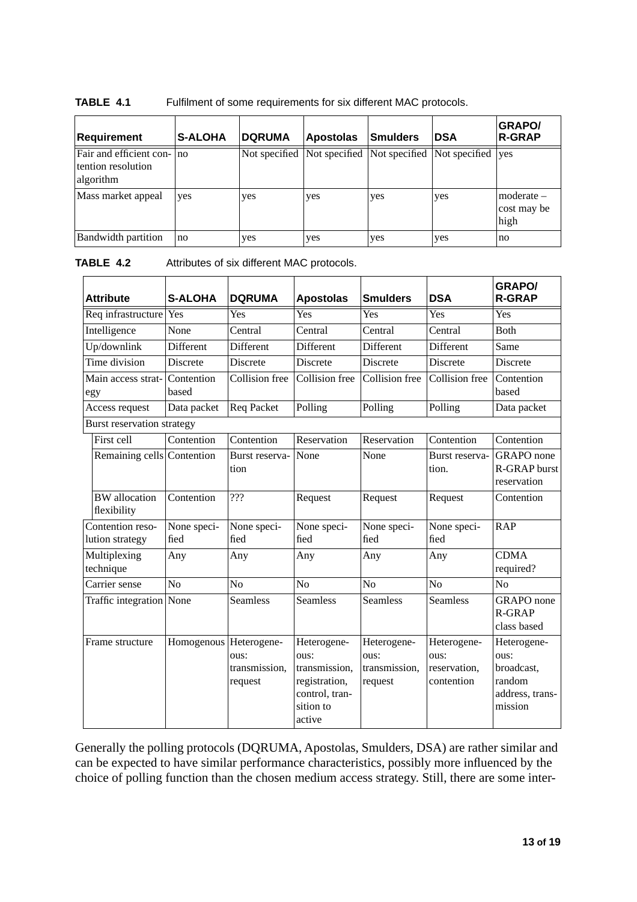**TABLE 4.1** Fulfilment of some requirements for six different MAC protocols.

| Requirement | S-ALOHA | DQRUMA | Apostolas | Smulders | DSA | GRAPO/ R-GRAP |
|---|---|---|---|---|---|---|
| Fair and efficient contention resolution algorithm | no | Not specified | Not specified | Not specified | Not specified | yes |
| Mass market appeal | yes | yes | yes | yes | yes | moderate – cost may be high |
| Bandwidth partition | no | yes | yes | yes | yes | no |

**TABLE 4.2** Attributes of six different MAC protocols.

| Attribute | S-ALOHA | DQRUMA | Apostolas | Smulders | DSA | GRAPO/ R-GRAP |
|---|---|---|---|---|---|---|
| Req infrastructure | Yes | Yes | Yes | Yes | Yes | Yes |
| Intelligence | None | Central | Central | Central | Central | Both |
| Up/downlink | Different | Different | Different | Different | Different | Same |
| Time division | Discrete | Discrete | Discrete | Discrete | Discrete | Discrete |
| Main access strategy | Contention based | Collision free | Collision free | Collision free | Collision free | Contention based |
| Access request | Data packet | Req Packet | Polling | Polling | Polling | Data packet |
| Burst reservation strategy | | | | | | |
| First cell | Contention | Contention | Reservation | Reservation | Contention | Contention |
| Remaining cells | Contention | Burst reservation | None | None | Burst reservation. | GRAPO none R-GRAP burst reservation |
| BW allocation flexibility | Contention | ??? | Request | Request | Request | Contention |
| Contention resolution strategy | None specified | None specified | None specified | None specified | None specified | RAP |
| Multiplexing technique | Any | Any | Any | Any | Any | CDMA required? |
| Carrier sense | No | No | No | No | No | No |
| Traffic integration | None | Seamless | Seamless | Seamless | Seamless | GRAPO none R-GRAP class based |
| Frame structure | Homogenous | Heterogeneous: transmission, request | Heterogeneous: transmission, registration, control, transition to active | Heterogeneous: transmission, request | Heterogeneous: reservation, contention | Heterogeneous: broadcast, random address, transmission |

Generally the polling protocols (DQRUMA, Apostolas, Smulders, DSA) are rather similar and can be expected to have similar performance characteristics, possibly more influenced by the choice of polling function than the chosen medium access strategy. Still, there are some inter-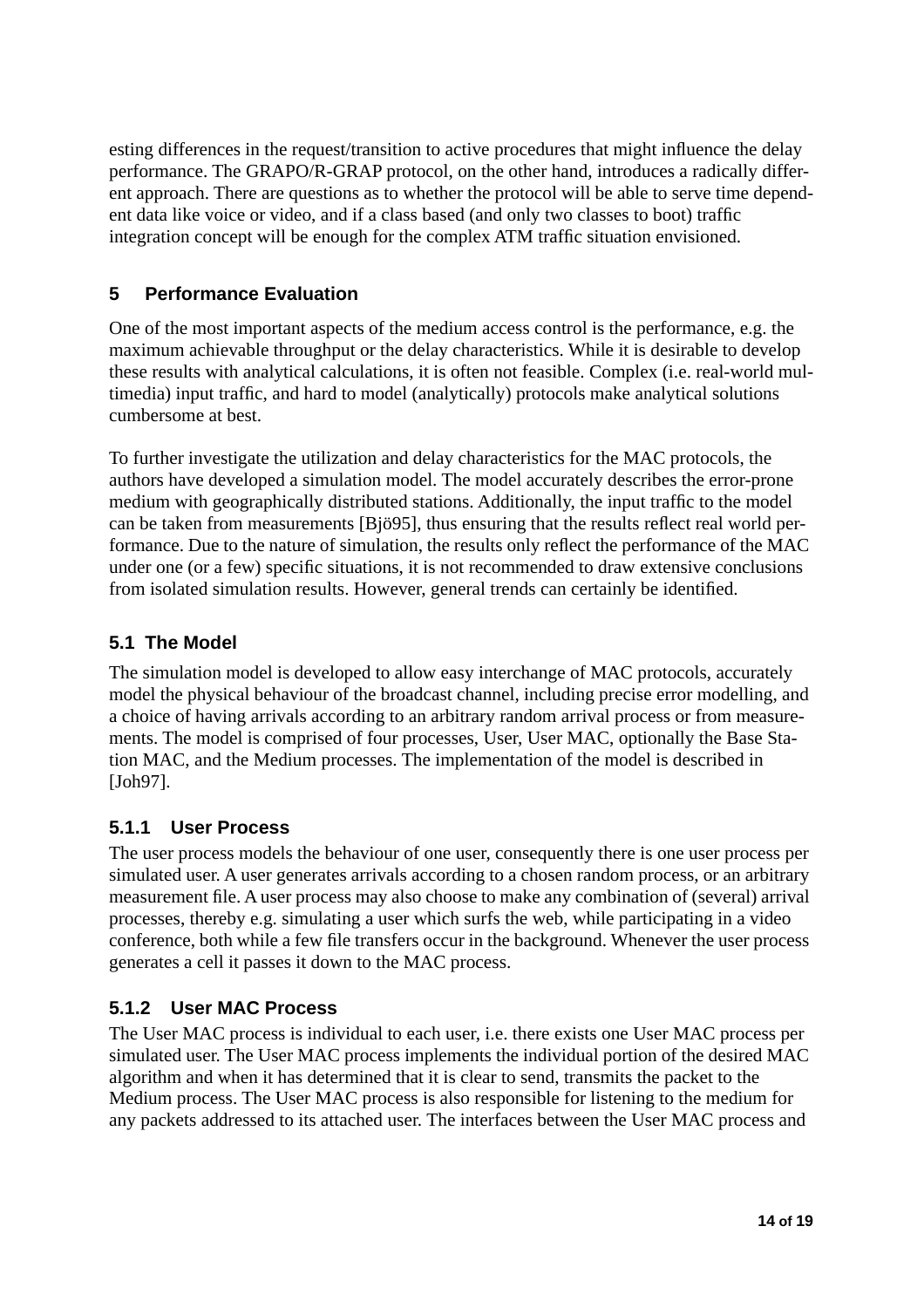esting differences in the request/transition to active procedures that might influence the delay performance. The GRAPO/R-GRAP protocol, on the other hand, introduces a radically different approach. There are questions as to whether the protocol will be able to serve time dependent data like voice or video, and if a class based (and only two classes to boot) traffic integration concept will be enough for the complex ATM traffic situation envisioned.

## 5 Performance Evaluation

One of the most important aspects of the medium access control is the performance, e.g. the maximum achievable throughput or the delay characteristics. While it is desirable to develop these results with analytical calculations, it is often not feasible. Complex (i.e. real-world multimedia) input traffic, and hard to model (analytically) protocols make analytical solutions cumbersome at best.

To further investigate the utilization and delay characteristics for the MAC protocols, the authors have developed a simulation model. The model accurately describes the error-prone medium with geographically distributed stations. Additionally, the input traffic to the model can be taken from measurements [Bjö95], thus ensuring that the results reflect real world performance. Due to the nature of simulation, the results only reflect the performance of the MAC under one (or a few) specific situations, it is not recommended to draw extensive conclusions from isolated simulation results. However, general trends can certainly be identified.

### 5.1 The Model

The simulation model is developed to allow easy interchange of MAC protocols, accurately model the physical behaviour of the broadcast channel, including precise error modelling, and a choice of having arrivals according to an arbitrary random arrival process or from measurements. The model is comprised of four processes, User, User MAC, optionally the Base Station MAC, and the Medium processes. The implementation of the model is described in [Joh97].

#### 5.1.1 User Process

The user process models the behaviour of one user, consequently there is one user process per simulated user. A user generates arrivals according to a chosen random process, or an arbitrary measurement file. A user process may also choose to make any combination of (several) arrival processes, thereby e.g. simulating a user which surfs the web, while participating in a video conference, both while a few file transfers occur in the background. Whenever the user process generates a cell it passes it down to the MAC process.

#### 5.1.2 User MAC Process

The User MAC process is individual to each user, i.e. there exists one User MAC process per simulated user. The User MAC process implements the individual portion of the desired MAC algorithm and when it has determined that it is clear to send, transmits the packet to the Medium process. The User MAC process is also responsible for listening to the medium for any packets addressed to its attached user. The interfaces between the User MAC process and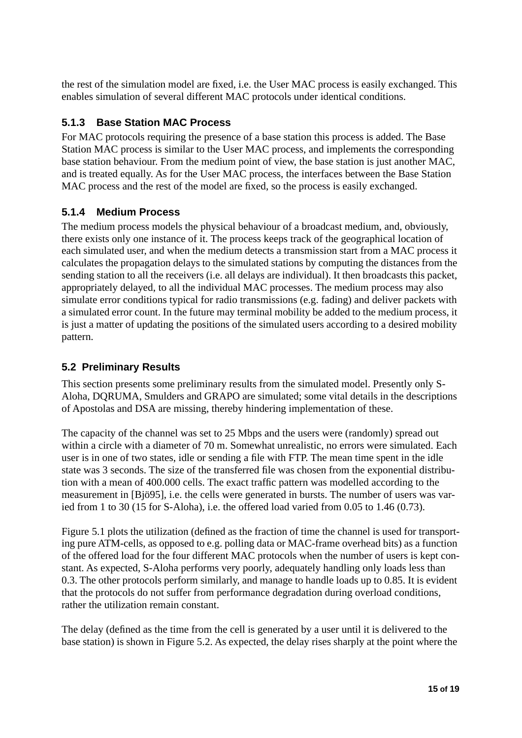the rest of the simulation model are fixed, i.e. the User MAC process is easily exchanged. This enables simulation of several different MAC protocols under identical conditions.

### 5.1.3 Base Station MAC Process

For MAC protocols requiring the presence of a base station this process is added. The Base Station MAC process is similar to the User MAC process, and implements the corresponding base station behaviour. From the medium point of view, the base station is just another MAC, and is treated equally. As for the User MAC process, the interfaces between the Base Station MAC process and the rest of the model are fixed, so the process is easily exchanged.

### 5.1.4 Medium Process

The medium process models the physical behaviour of a broadcast medium, and, obviously, there exists only one instance of it. The process keeps track of the geographical location of each simulated user, and when the medium detects a transmission start from a MAC process it calculates the propagation delays to the simulated stations by computing the distances from the sending station to all the receivers (i.e. all delays are individual). It then broadcasts this packet, appropriately delayed, to all the individual MAC processes. The medium process may also simulate error conditions typical for radio transmissions (e.g. fading) and deliver packets with a simulated error count. In the future may terminal mobility be added to the medium process, it is just a matter of updating the positions of the simulated users according to a desired mobility pattern.

## 5.2 Preliminary Results

This section presents some preliminary results from the simulated model. Presently only S-Aloha, DQRUMA, Smulders and GRAPO are simulated; some vital details in the descriptions of Apostolas and DSA are missing, thereby hindering implementation of these.

The capacity of the channel was set to 25 Mbps and the users were (randomly) spread out within a circle with a diameter of 70 m. Somewhat unrealistic, no errors were simulated. Each user is in one of two states, idle or sending a file with FTP. The mean time spent in the idle state was 3 seconds. The size of the transferred file was chosen from the exponential distribution with a mean of 400.000 cells. The exact traffic pattern was modelled according to the measurement in [Bjö95], i.e. the cells were generated in bursts. The number of users was varied from 1 to 30 (15 for S-Aloha), i.e. the offered load varied from 0.05 to 1.46 (0.73).

Figure 5.1 plots the utilization (defined as the fraction of time the channel is used for transporting pure ATM-cells, as opposed to e.g. polling data or MAC-frame overhead bits) as a function of the offered load for the four different MAC protocols when the number of users is kept constant. As expected, S-Aloha performs very poorly, adequately handling only loads less than 0.3. The other protocols perform similarly, and manage to handle loads up to 0.85. It is evident that the protocols do not suffer from performance degradation during overload conditions, rather the utilization remain constant.

The delay (defined as the time from the cell is generated by a user until it is delivered to the base station) is shown in Figure 5.2. As expected, the delay rises sharply at the point where the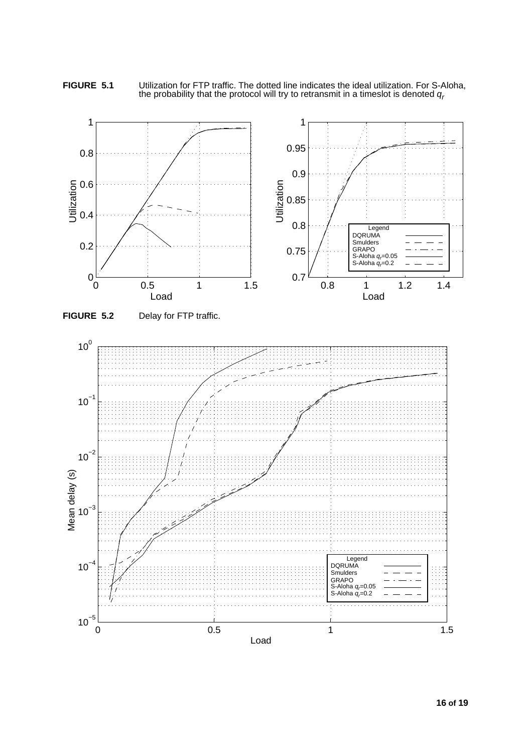**FIGURE 5.1** Utilization for FTP traffic. The dotted line indicates the ideal utilization. For S-Aloha, the probability that the protocol will try to retransmit in a timeslot is denoted $q_r$

**FIGURE 5.2** Delay for FTP traffic.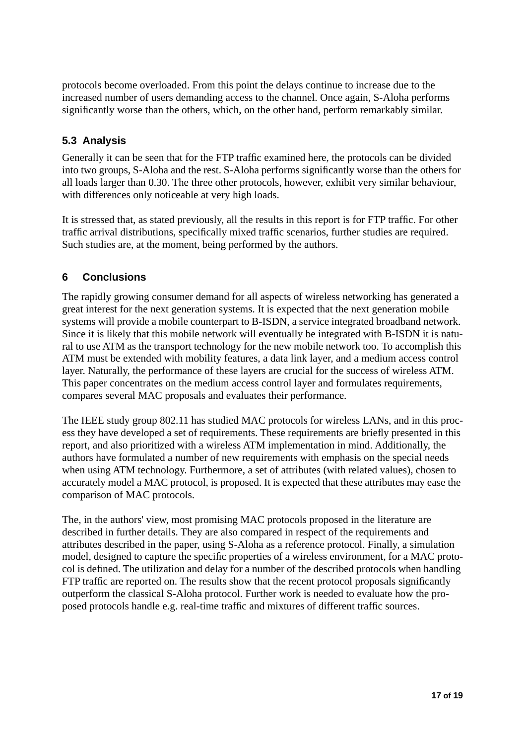protocols become overloaded. From this point the delays continue to increase due to the increased number of users demanding access to the channel. Once again, S-Aloha performs significantly worse than the others, which, on the other hand, perform remarkably similar.

### 5.3 Analysis

Generally it can be seen that for the FTP traffic examined here, the protocols can be divided into two groups, S-Aloha and the rest. S-Aloha performs significantly worse than the others for all loads larger than 0.30. The three other protocols, however, exhibit very similar behaviour, with differences only noticeable at very high loads.

It is stressed that, as stated previously, all the results in this report is for FTP traffic. For other traffic arrival distributions, specifically mixed traffic scenarios, further studies are required. Such studies are, at the moment, being performed by the authors.

## 6 Conclusions

The rapidly growing consumer demand for all aspects of wireless networking has generated a great interest for the next generation systems. It is expected that the next generation mobile systems will provide a mobile counterpart to B-ISDN, a service integrated broadband network. Since it is likely that this mobile network will eventually be integrated with B-ISDN it is natural to use ATM as the transport technology for the new mobile network too. To accomplish this ATM must be extended with mobility features, a data link layer, and a medium access control layer. Naturally, the performance of these layers are crucial for the success of wireless ATM. This paper concentrates on the medium access control layer and formulates requirements, compares several MAC proposals and evaluates their performance.

The IEEE study group 802.11 has studied MAC protocols for wireless LANs, and in this process they have developed a set of requirements. These requirements are briefly presented in this report, and also prioritized with a wireless ATM implementation in mind. Additionally, the authors have formulated a number of new requirements with emphasis on the special needs when using ATM technology. Furthermore, a set of attributes (with related values), chosen to accurately model a MAC protocol, is proposed. It is expected that these attributes may ease the comparison of MAC protocols.

The, in the authors' view, most promising MAC protocols proposed in the literature are described in further details. They are also compared in respect of the requirements and attributes described in the paper, using S-Aloha as a reference protocol. Finally, a simulation model, designed to capture the specific properties of a wireless environment, for a MAC protocol is defined. The utilization and delay for a number of the described protocols when handling FTP traffic are reported on. The results show that the recent protocol proposals significantly outperform the classical S-Aloha protocol. Further work is needed to evaluate how the proposed protocols handle e.g. real-time traffic and mixtures of different traffic sources.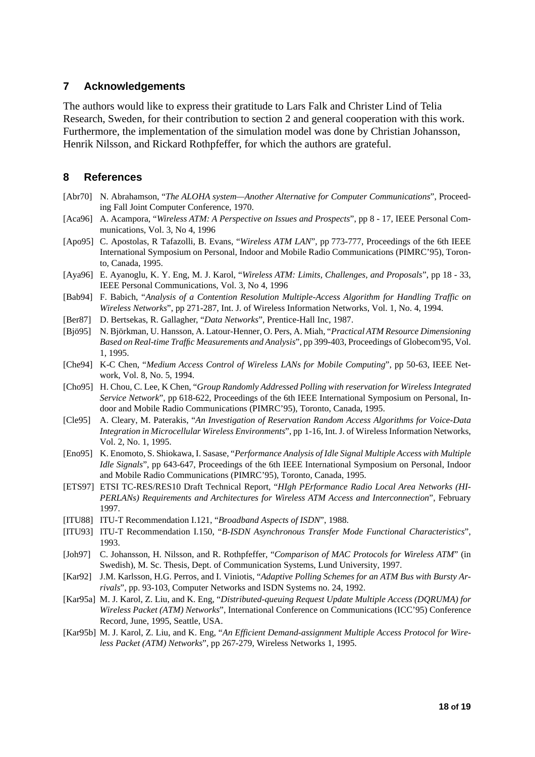## 7 Acknowledgements

The authors would like to express their gratitude to Lars Falk and Christer Lind of Telia Research, Sweden, for their contribution to section 2 and general cooperation with this work. Furthermore, the implementation of the simulation model was done by Christian Johansson, Henrik Nilsson, and Rickard Rothpfeffer, for which the authors are grateful.

## 8 References

[Abr70] N. Abrahamson, "*The ALOHA system—Another Alternative for Computer Communications*", Proceeding Fall Joint Computer Conference, 1970.

[Aca96] A. Acampora, "*Wireless ATM: A Perspective on Issues and Prospects*", pp 8 - 17, IEEE Personal Communications, Vol. 3, No 4, 1996

[Apo95] C. Apostolas, R Tafazolli, B. Evans, "*Wireless ATM LAN*", pp 773-777, Proceedings of the 6th IEEE International Symposium on Personal, Indoor and Mobile Radio Communications (PIMRC'95), Toronto, Canada, 1995.

[Aya96] E. Ayanoglu, K. Y. Eng, M. J. Karol, "*Wireless ATM: Limits, Challenges, and Proposals*", pp 18 - 33, IEEE Personal Communications, Vol. 3, No 4, 1996

[Bab94] F. Babich, "*Analysis of a Contention Resolution Multiple-Access Algorithm for Handling Traffic on Wireless Networks*", pp 271-287, Int. J. of Wireless Information Networks, Vol. 1, No. 4, 1994.

[Ber87] D. Bertsekas, R. Gallagher, "*Data Networks*", Prentice-Hall Inc, 1987.

[Bjö95] N. Björkman, U. Hansson, A. Latour-Henner, O. Pers, A. Miah, "*Practical ATM Resource Dimensioning Based on Real-time Traffic Measurements and Analysis*", pp 399-403, Proceedings of Globecom'95, Vol. 1, 1995.

[Che94] K-C Chen, "*Medium Access Control of Wireless LANs for Mobile Computing*", pp 50-63, IEEE Network, Vol. 8, No. 5, 1994.

[Cho95] H. Chou, C. Lee, K Chen, "*Group Randomly Addressed Polling with reservation for Wireless Integrated Service Network*", pp 618-622, Proceedings of the 6th IEEE International Symposium on Personal, Indoor and Mobile Radio Communications (PIMRC'95), Toronto, Canada, 1995.

[Cle95] A. Cleary, M. Paterakis, "*An Investigation of Reservation Random Access Algorithms for Voice-Data Integration in Microcellular Wireless Environments*", pp 1-16, Int. J. of Wireless Information Networks, Vol. 2, No. 1, 1995.

[Eno95] K. Enomoto, S. Shiokawa, I. Sasase, "*Performance Analysis of Idle Signal Multiple Access with Multiple Idle Signals*", pp 643-647, Proceedings of the 6th IEEE International Symposium on Personal, Indoor and Mobile Radio Communications (PIMRC'95), Toronto, Canada, 1995.

[ETS97] ETSI TC-RES/RES10 Draft Technical Report, "*HIgh PErformance Radio Local Area Networks (HIPERLANs) Requirements and Architectures for Wireless ATM Access and Interconnection*", February 1997.

[ITU88] ITU-T Recommendation I.121, "*Broadband Aspects of ISDN*", 1988.

[ITU93] ITU-T Recommendation I.150, "*B-ISDN Asynchronous Transfer Mode Functional Characteristics*", 1993.

[Joh97] C. Johansson, H. Nilsson, and R. Rothpfeffer, "*Comparison of MAC Protocols for Wireless ATM*" (in Swedish), M. Sc. Thesis, Dept. of Communication Systems, Lund University, 1997.

[Kar92] J.M. Karlsson, H.G. Perros, and I. Viniotis, "*Adaptive Polling Schemes for an ATM Bus with Bursty Arrivals*", pp. 93-103, Computer Networks and ISDN Systems no. 24, 1992.

[Kar95a] M. J. Karol, Z. Liu, and K. Eng, "*Distributed-queuing Request Update Multiple Access (DQRUMA) for Wireless Packet (ATM) Networks*", International Conference on Communications (ICC'95) Conference Record, June, 1995, Seattle, USA.

[Kar95b] M. J. Karol, Z. Liu, and K. Eng, "*An Efficient Demand-assignment Multiple Access Protocol for Wireless Packet (ATM) Networks*", pp 267-279, Wireless Networks 1, 1995.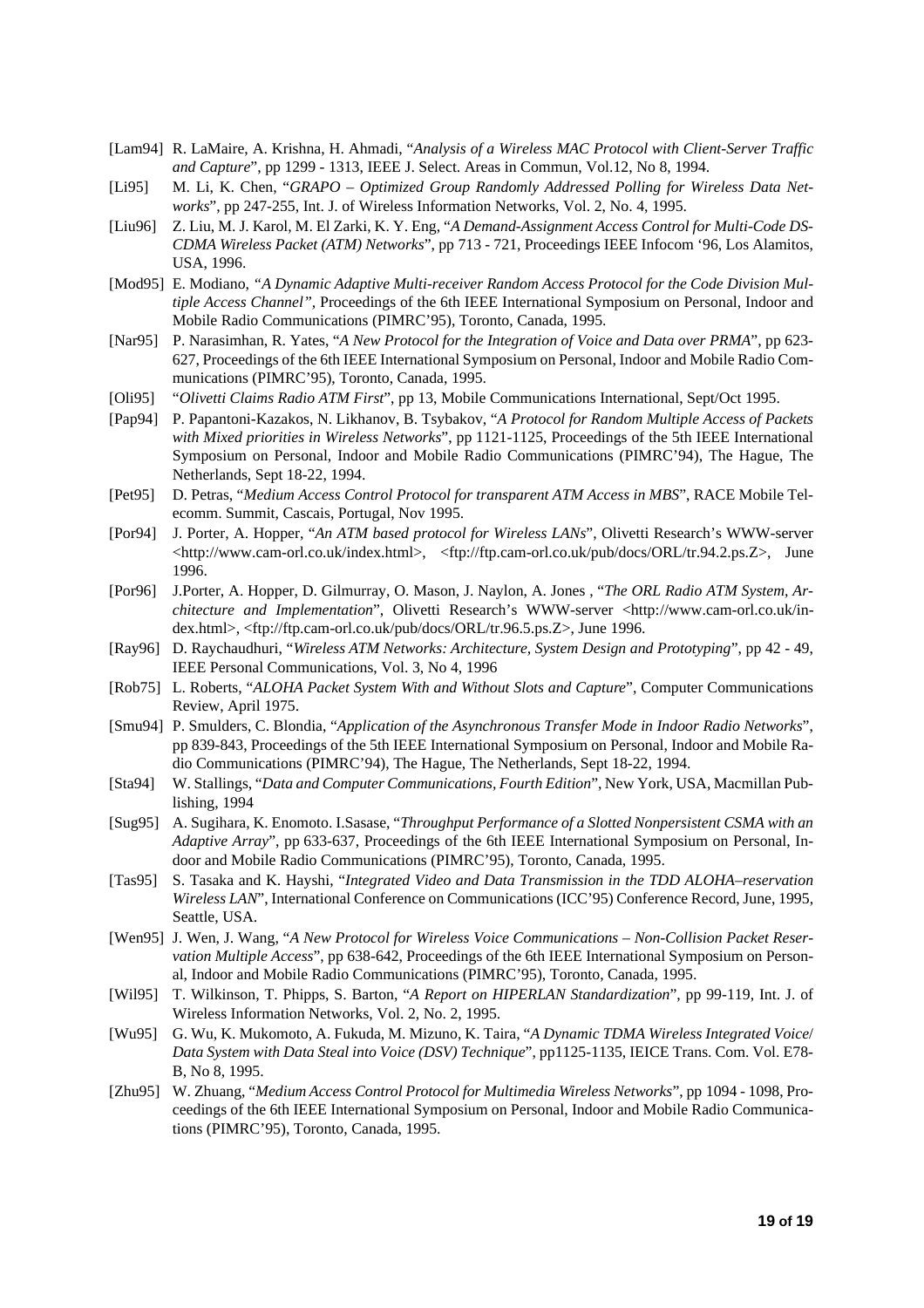[Lam94] R. LaMaire, A. Krishna, H. Ahmadi, "*Analysis of a Wireless MAC Protocol with Client-Server Traffic and Capture*", pp 1299 - 1313, IEEE J. Select. Areas in Commun, Vol.12, No 8, 1994.

[Li95] M. Li, K. Chen, "*GRAPO – Optimized Group Randomly Addressed Polling for Wireless Data Networks*", pp 247-255, Int. J. of Wireless Information Networks, Vol. 2, No. 4, 1995.

[Liu96] Z. Liu, M. J. Karol, M. El Zarki, K. Y. Eng, "*A Demand-Assignment Access Control for Multi-Code DS-CDMA Wireless Packet (ATM) Networks*", pp 713 - 721, Proceedings IEEE Infocom '96, Los Alamitos, USA, 1996.

[Mod95] E. Modiano, *"A Dynamic Adaptive Multi-receiver Random Access Protocol for the Code Division Multiple Access Channel"*, Proceedings of the 6th IEEE International Symposium on Personal, Indoor and Mobile Radio Communications (PIMRC'95), Toronto, Canada, 1995.

[Nar95] P. Narasimhan, R. Yates, "*A New Protocol for the Integration of Voice and Data over PRMA*", pp 623-627, Proceedings of the 6th IEEE International Symposium on Personal, Indoor and Mobile Radio Communications (PIMRC'95), Toronto, Canada, 1995.

[Oli95] "*Olivetti Claims Radio ATM First*", pp 13, Mobile Communications International, Sept/Oct 1995.

[Pap94] P. Papantoni-Kazakos, N. Likhanov, B. Tsybakov, "*A Protocol for Random Multiple Access of Packets with Mixed priorities in Wireless Networks*", pp 1121-1125, Proceedings of the 5th IEEE International Symposium on Personal, Indoor and Mobile Radio Communications (PIMRC'94), The Hague, The Netherlands, Sept 18-22, 1994.

[Pet95] D. Petras, "*Medium Access Control Protocol for transparent ATM Access in MBS*", RACE Mobile Telecomm. Summit, Cascais, Portugal, Nov 1995.

[Por94] J. Porter, A. Hopper, "*An ATM based protocol for Wireless LANs*", Olivetti Research's WWW-server <http://www.cam-orl.co.uk/index.html>, <ftp://ftp.cam-orl.co.uk/pub/docs/ORL/tr.94.2.ps.Z>, June 1996.

[Por96] J.Porter, A. Hopper, D. Gilmurray, O. Mason, J. Naylon, A. Jones , "*The ORL Radio ATM System, Architecture and Implementation*", Olivetti Research's WWW-server <http://www.cam-orl.co.uk/index.html>, <ftp://ftp.cam-orl.co.uk/pub/docs/ORL/tr.96.5.ps.Z>, June 1996.

[Ray96] D. Raychaudhuri, "*Wireless ATM Networks: Architecture, System Design and Prototyping*", pp 42 - 49, IEEE Personal Communications, Vol. 3, No 4, 1996

[Rob75] L. Roberts, "*ALOHA Packet System With and Without Slots and Capture*", Computer Communications Review, April 1975.

[Smu94] P. Smulders, C. Blondia, "*Application of the Asynchronous Transfer Mode in Indoor Radio Networks*", pp 839-843, Proceedings of the 5th IEEE International Symposium on Personal, Indoor and Mobile Radio Communications (PIMRC'94), The Hague, The Netherlands, Sept 18-22, 1994.

[Sta94] W. Stallings, "*Data and Computer Communications, Fourth Edition*", New York, USA, Macmillan Publishing, 1994

[Sug95] A. Sugihara, K. Enomoto. I.Sasase, "*Throughput Performance of a Slotted Nonpersistent CSMA with an Adaptive Array*", pp 633-637, Proceedings of the 6th IEEE International Symposium on Personal, Indoor and Mobile Radio Communications (PIMRC'95), Toronto, Canada, 1995.

[Tas95] S. Tasaka and K. Hayshi, "*Integrated Video and Data Transmission in the TDD ALOHA–reservation Wireless LAN*", International Conference on Communications (ICC'95) Conference Record, June, 1995, Seattle, USA.

[Wen95] J. Wen, J. Wang, "*A New Protocol for Wireless Voice Communications – Non-Collision Packet Reservation Multiple Access*", pp 638-642, Proceedings of the 6th IEEE International Symposium on Personal, Indoor and Mobile Radio Communications (PIMRC'95), Toronto, Canada, 1995.

[Wil95] T. Wilkinson, T. Phipps, S. Barton, "*A Report on HIPERLAN Standardization*", pp 99-119, Int. J. of Wireless Information Networks, Vol. 2, No. 2, 1995.

[Wu95] G. Wu, K. Mukomoto, A. Fukuda, M. Mizuno, K. Taira, "*A Dynamic TDMA Wireless Integrated Voice/ Data System with Data Steal into Voice (DSV) Technique*", pp1125-1135, IEICE Trans. Com. Vol. E78-B, No 8, 1995.

[Zhu95] W. Zhuang, "*Medium Access Control Protocol for Multimedia Wireless Networks*", pp 1094 - 1098, Proceedings of the 6th IEEE International Symposium on Personal, Indoor and Mobile Radio Communications (PIMRC'95), Toronto, Canada, 1995.